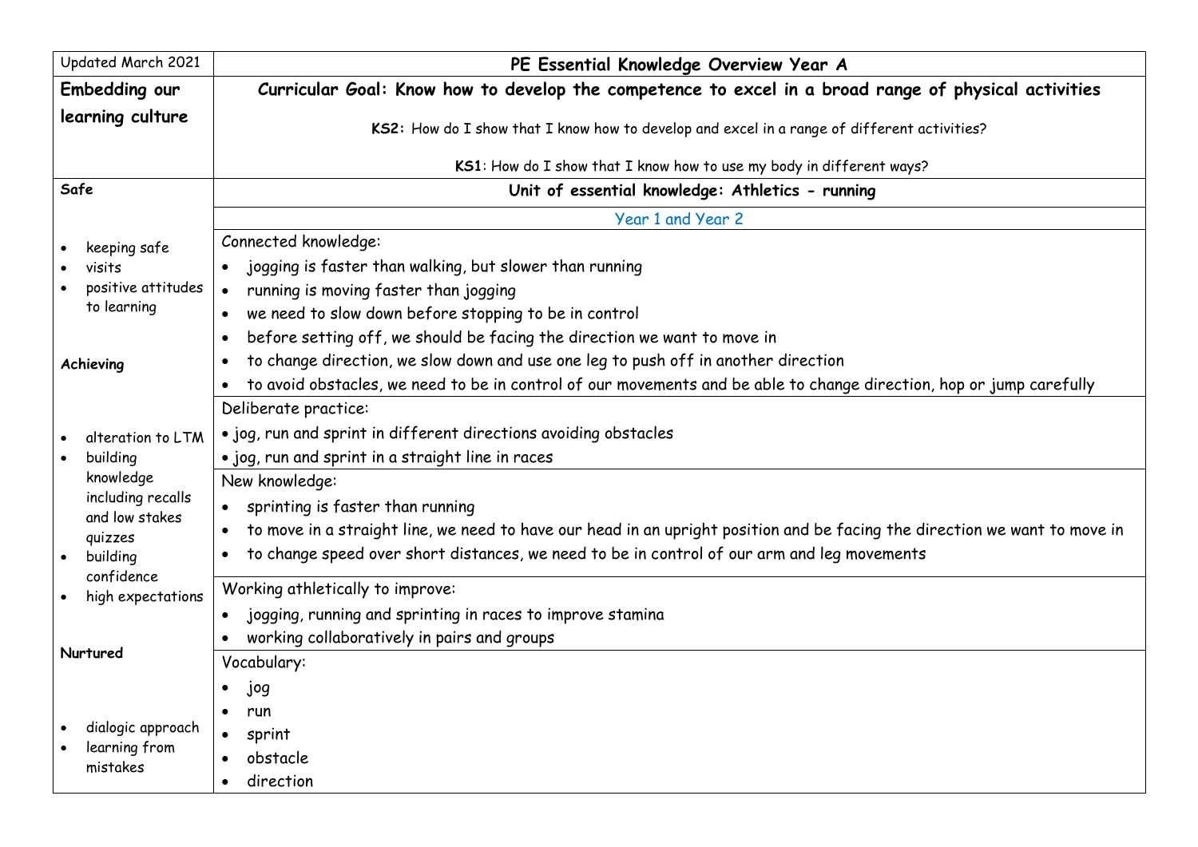| Updated March 2021 | PE Essential Knowledge Overview Year A |
|---|---|
| **Embedding our learning culture** | **Curricular Goal: Know how to develop the competence to excel in a broad range of physical activities**<br><br>**KS2:** How do I show that I know how to develop and excel in a range of different activities?<br><br>**KS1**: How do I show that I know how to use my body in different ways? |
| **Safe**<br><br>• keeping safe<br>• visits<br>• positive attitudes to learning<br><br>**Achieving**<br><br>• alteration to LTM<br>• building knowledge including recalls and low stakes quizzes<br>• building confidence<br>• high expectations<br><br>**Nurtured**<br><br>• dialogic approach<br>• learning from mistakes | **Unit of essential knowledge: Athletics - running**<br><br>Year 1 and Year 2<br><br>Connected knowledge:<br>• jogging is faster than walking, but slower than running<br>• running is moving faster than jogging<br>• we need to slow down before stopping to be in control<br>• before setting off, we should be facing the direction we want to move in<br>• to change direction, we slow down and use one leg to push off in another direction<br>• to avoid obstacles, we need to be in control of our movements and be able to change direction, hop or jump carefully<br><br>Deliberate practice:<br>• jog, run and sprint in different directions avoiding obstacles<br>• jog, run and sprint in a straight line in races<br><br>New knowledge:<br>• sprinting is faster than running<br>• to move in a straight line, we need to have our head in an upright position and be facing the direction we want to move in<br>• to change speed over short distances, we need to be in control of our arm and leg movements<br><br>Working athletically to improve:<br>• jogging, running and sprinting in races to improve stamina<br>• working collaboratively in pairs and groups<br><br>Vocabulary:<br>• jog<br>• run<br>• sprint<br>• obstacle<br>• direction |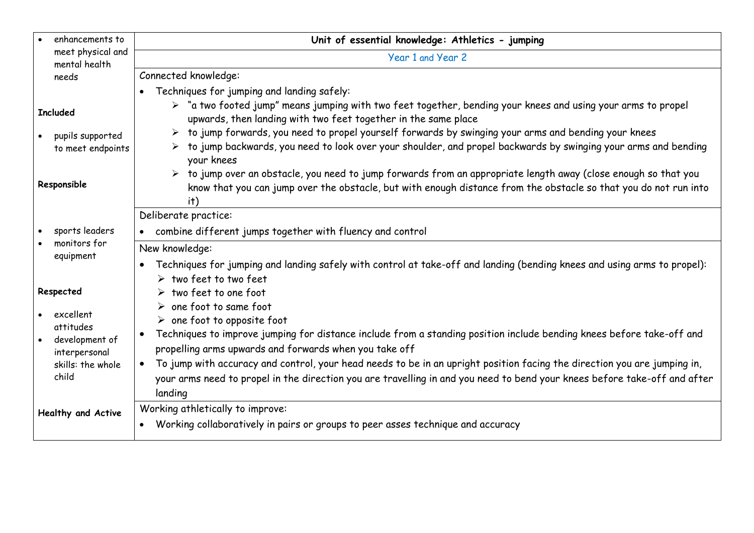| • enhancements to meet physical and mental health needs<br><br>**Included**<br><br>• pupils supported to meet endpoints<br><br>**Responsible**<br><br>• sports leaders<br>• monitors for equipment<br><br>**Respected**<br><br>• excellent attitudes<br>• development of interpersonal skills: the whole child<br><br>**Healthy and Active** | **Unit of essential knowledge: Athletics - jumping** |
|---|---|
| | Year 1 and Year 2 |
| | Connected knowledge:<br>• Techniques for jumping and landing safely:<br>➢ "a two footed jump" means jumping with two feet together, bending your knees and using your arms to propel upwards, then landing with two feet together in the same place<br>➢ to jump forwards, you need to propel yourself forwards by swinging your arms and bending your knees<br>➢ to jump backwards, you need to look over your shoulder, and propel backwards by swinging your arms and bending your knees<br>➢ to jump over an obstacle, you need to jump forwards from an appropriate length away (close enough so that you know that you can jump over the obstacle, but with enough distance from the obstacle so that you do not run into it) |
| | Deliberate practice:<br>• combine different jumps together with fluency and control |
| | New knowledge:<br>• Techniques for jumping and landing safely with control at take-off and landing (bending knees and using arms to propel):<br>➢ two feet to two feet<br>➢ two feet to one foot<br>➢ one foot to same foot<br>➢ one foot to opposite foot<br>• Techniques to improve jumping for distance include from a standing position include bending knees before take-off and propelling arms upwards and forwards when you take off<br>• To jump with accuracy and control, your head needs to be in an upright position facing the direction you are jumping in, your arms need to propel in the direction you are travelling in and you need to bend your knees before take-off and after landing |
| | Working athletically to improve:<br>• Working collaboratively in pairs or groups to peer asses technique and accuracy |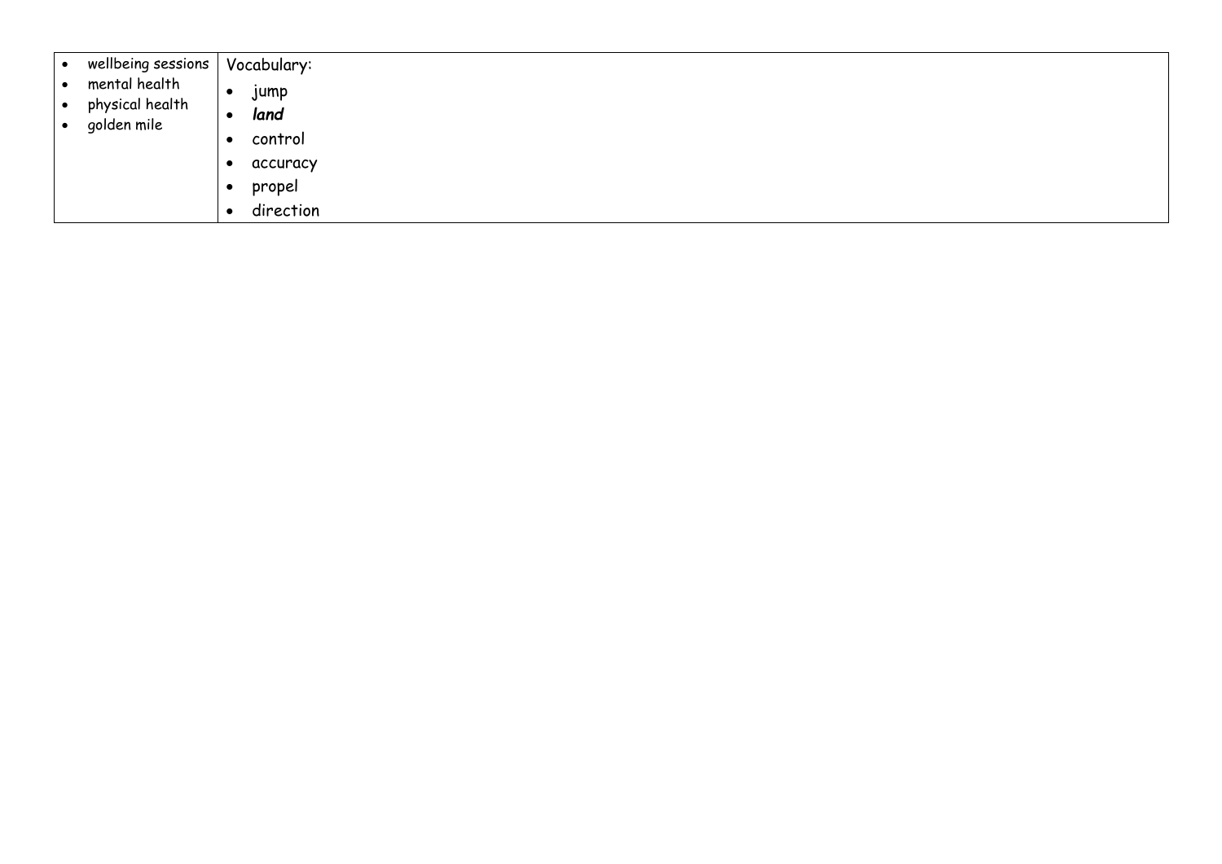| | |
|---|---|
| • wellbeing sessions<br>• mental health<br>• physical health<br>• golden mile | Vocabulary:<br>• jump<br>• ***land***<br>• control<br>• accuracy<br>• propel<br>• direction |